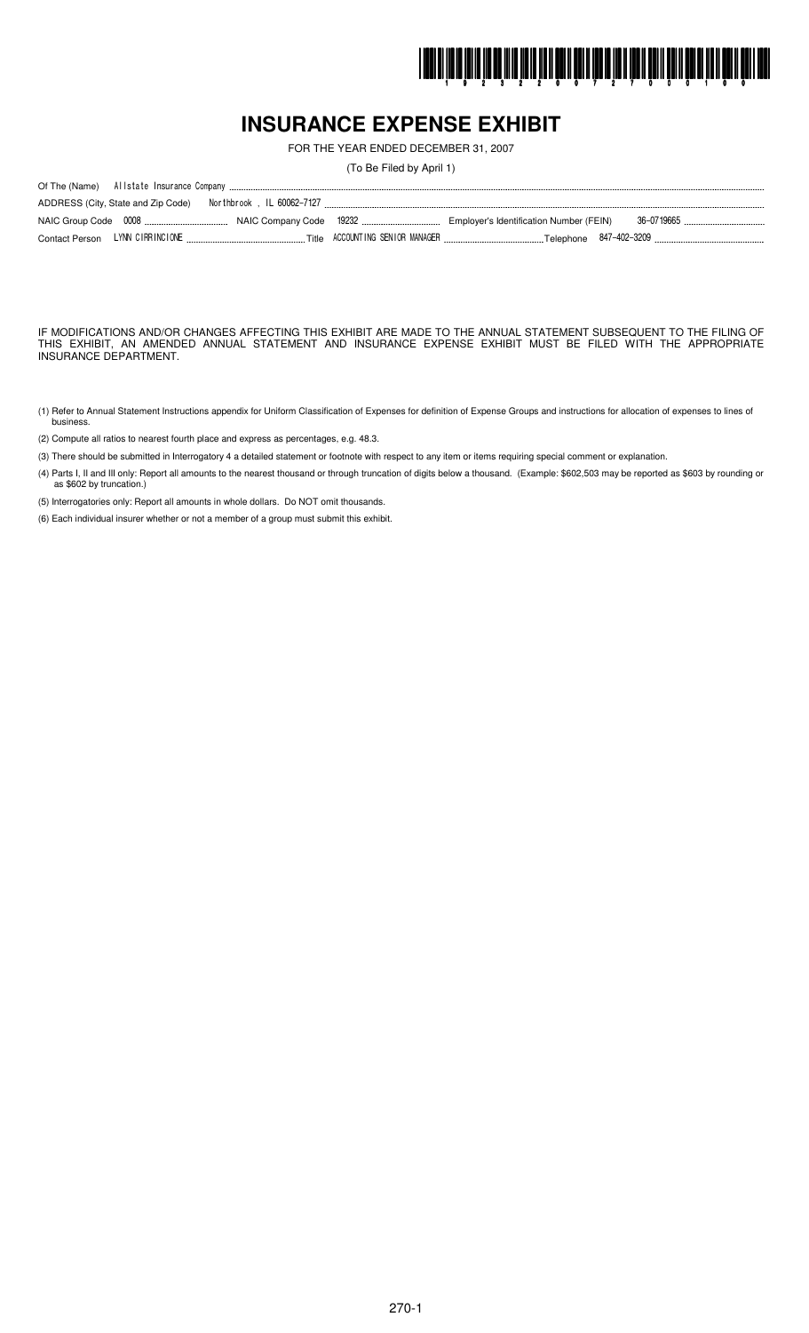# INSURANCE EXPENSE EXHIBIT

FOR THE YEAR ENDED DECEMBER 31, 2007

(To Be Filed by April 1)

Of The (Name) Allstate Insurance Company

ADDRESS (City, State and Zip Code) Northbrook , IL 60062-7127

NAIC Group Code 0008 NAIC Company Code 19232 Employer's Identification Number (FEIN) 36-0719665

Contact Person LYNN CIRRINCIONE Title ACCOUNTING SENIOR MANAGER Telephone 847-402-3209

IF MODIFICATIONS AND/OR CHANGES AFFECTING THIS EXHIBIT ARE MADE TO THE ANNUAL STATEMENT SUBSEQUENT TO THE FILING OF THIS EXHIBIT, AN AMENDED ANNUAL STATEMENT AND INSURANCE EXPENSE EXHIBIT MUST BE FILED WITH THE APPROPRIATE INSURANCE DEPARTMENT.

(1) Refer to Annual Statement Instructions appendix for Uniform Classification of Expenses for definition of Expense Groups and instructions for allocation of expenses to lines of business.

(2) Compute all ratios to nearest fourth place and express as percentages, e.g. 48.3.

(3) There should be submitted in Interrogatory 4 a detailed statement or footnote with respect to any item or items requiring special comment or explanation.

(4) Parts I, II and III only: Report all amounts to the nearest thousand or through truncation of digits below a thousand. (Example: $602,503 may be reported as $603 by rounding or as $602 by truncation.)

(5) Interrogatories only: Report all amounts in whole dollars. Do NOT omit thousands.

(6) Each individual insurer whether or not a member of a group must submit this exhibit.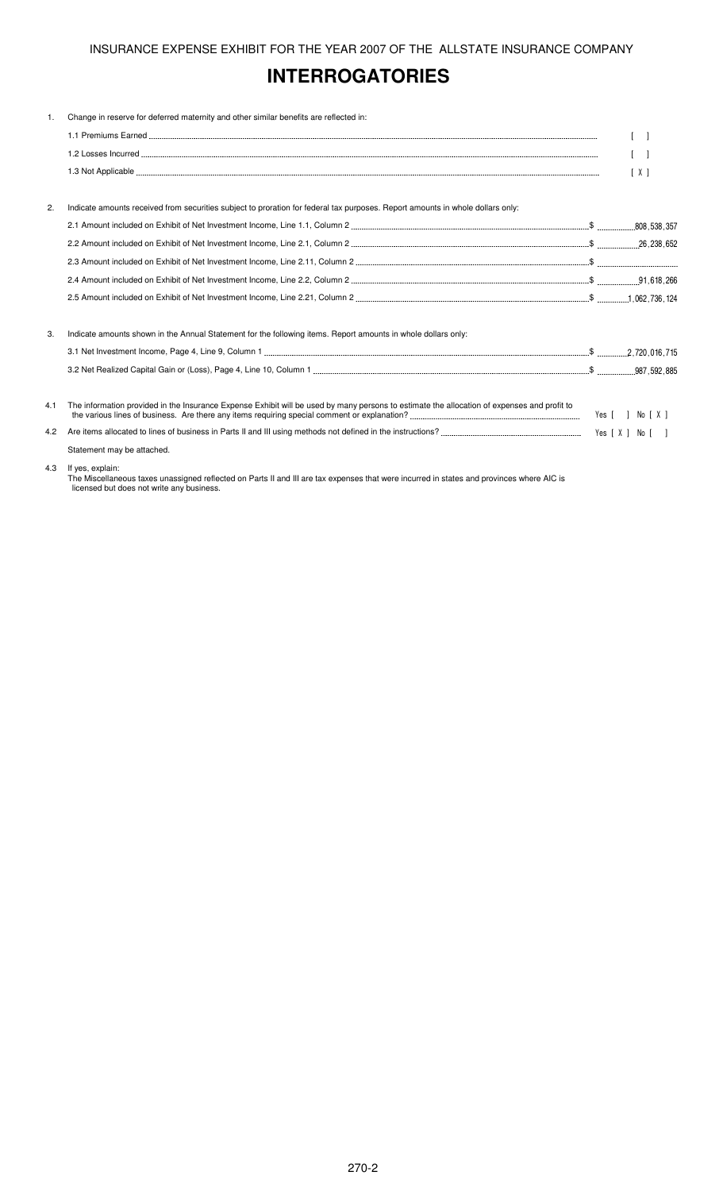INSURANCE EXPENSE EXHIBIT FOR THE YEAR 2007 OF THE ALLSTATE INSURANCE COMPANY

# INTERROGATORIES

1. Change in reserve for deferred maternity and other similar benefits are reflected in:

   1.1 Premiums Earned [ ]

   1.2 Losses Incurred [ ]

   1.3 Not Applicable [ X ]

2. Indicate amounts received from securities subject to proration for federal tax purposes. Report amounts in whole dollars only:

   2.1 Amount included on Exhibit of Net Investment Income, Line 1.1, Column 2 $ 808,538,357

   2.2 Amount included on Exhibit of Net Investment Income, Line 2.1, Column 2 $ 26,238,652

   2.3 Amount included on Exhibit of Net Investment Income, Line 2.11, Column 2 $

   2.4 Amount included on Exhibit of Net Investment Income, Line 2.2, Column 2 $ 91,618,266

   2.5 Amount included on Exhibit of Net Investment Income, Line 2.21, Column 2 $ 1,062,736,124

3. Indicate amounts shown in the Annual Statement for the following items. Report amounts in whole dollars only:

   3.1 Net Investment Income, Page 4, Line 9, Column 1 $ 2,720,016,715

   3.2 Net Realized Capital Gain or (Loss), Page 4, Line 10, Column 1 $ 987,592,885

4.1 The information provided in the Insurance Expense Exhibit will be used by many persons to estimate the allocation of expenses and profit to the various lines of business. Are there any items requiring special comment or explanation? Yes [ ] No [ X ]

4.2 Are items allocated to lines of business in Parts II and III using methods not defined in the instructions? Yes [ X ] No [ ]

Statement may be attached.

4.3 If yes, explain:
The Miscellaneous taxes unassigned reflected on Parts II and III are tax expenses that were incurred in states and provinces where AIC is licensed but does not write any business.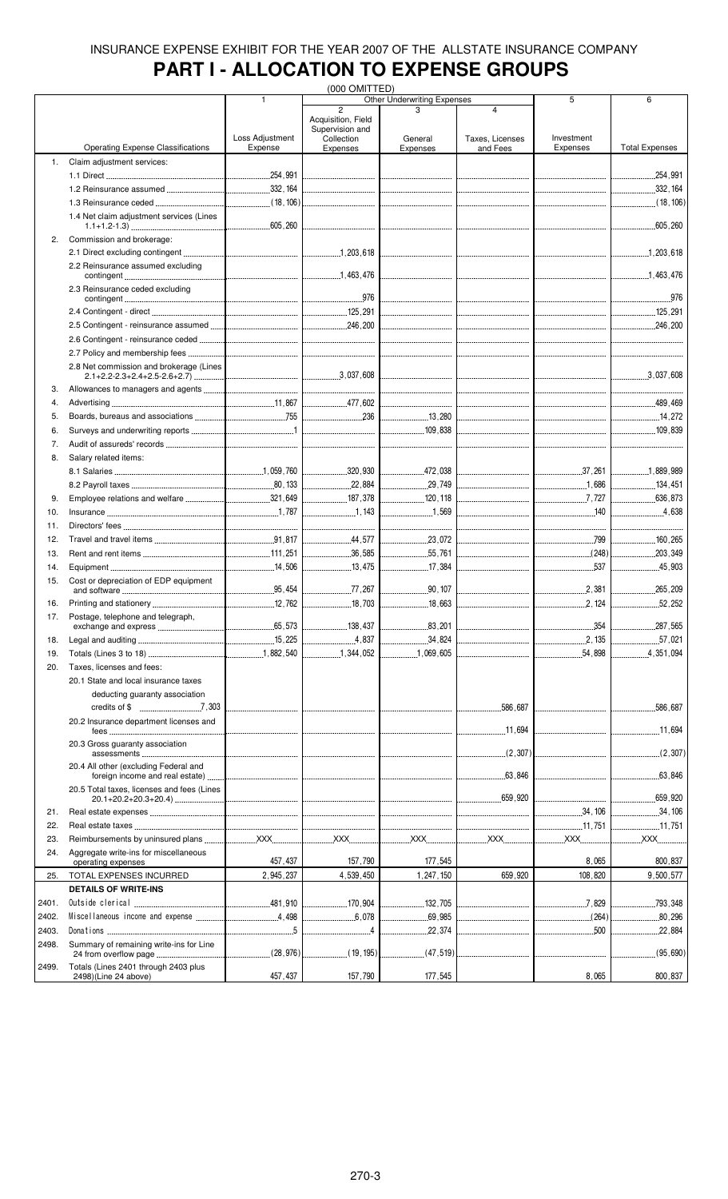INSURANCE EXPENSE EXHIBIT FOR THE YEAR 2007 OF THE ALLSTATE INSURANCE COMPANY

# PART I - ALLOCATION TO EXPENSE GROUPS

(000 OMITTED)

| | | 1 | Other Underwriting Expenses | | | 5 | 6 |
|---|---|---|---|---|---|---|---|
| | | | 2 | 3 | 4 | | |
| | Operating Expense Classifications | Loss Adjustment Expense | Acquisition, Field Supervision and Collection Expenses | General Expenses | Taxes, Licenses and Fees | Investment Expenses | Total Expenses |
| 1. | Claim adjustment services: | | | | | | |
| | 1.1 Direct | 254,991 | | | | | 254,991 |
| | 1.2 Reinsurance assumed | 332,164 | | | | | 332,164 |
| | 1.3 Reinsurance ceded | (18,106) | | | | | (18,106) |
| | 1.4 Net claim adjustment services (Lines 1.1+1.2-1.3) | 605,260 | | | | | 605,260 |
| 2. | Commission and brokerage: | | | | | | |
| | 2.1 Direct excluding contingent | | 1,203,618 | | | | 1,203,618 |
| | 2.2 Reinsurance assumed excluding contingent | | 1,463,476 | | | | 1,463,476 |
| | 2.3 Reinsurance ceded excluding contingent | | 976 | | | | 976 |
| | 2.4 Contingent - direct | | 125,291 | | | | 125,291 |
| | 2.5 Contingent - reinsurance assumed | | 246,200 | | | | 246,200 |
| | 2.6 Contingent - reinsurance ceded | | | | | | |
| | 2.7 Policy and membership fees | | | | | | |
| | 2.8 Net commission and brokerage (Lines 2.1+2.2-2.3+2.4+2.5-2.6+2.7) | | 3,037,608 | | | | 3,037,608 |
| 3. | Allowances to managers and agents | | | | | | |
| 4. | Advertising | 11,867 | 477,602 | | | | 489,469 |
| 5. | Boards, bureaus and associations | 755 | 236 | 13,280 | | | 14,272 |
| 6. | Surveys and underwriting reports | 1 | | 109,838 | | | 109,839 |
| 7. | Audit of assureds' records | | | | | | |
| 8. | Salary related items: | | | | | | |
| | 8.1 Salaries | 1,059,760 | 320,930 | 472,038 | | 37,261 | 1,889,989 |
| | 8.2 Payroll taxes | 80,133 | 22,884 | 29,749 | | 1,686 | 134,451 |
| 9. | Employee relations and welfare | 321,649 | 187,378 | 120,118 | | 7,727 | 636,873 |
| 10. | Insurance | 1,787 | 1,143 | 1,569 | | 140 | 4,638 |
| 11. | Directors' fees | | | | | | |
| 12. | Travel and travel items | 91,817 | 44,577 | 23,072 | | 799 | 160,265 |
| 13. | Rent and rent items | 111,251 | 36,585 | 55,761 | | (248) | 203,349 |
| 14. | Equipment | 14,506 | 13,475 | 17,384 | | 537 | 45,903 |
| 15. | Cost or depreciation of EDP equipment and software | 95,454 | 77,267 | 90,107 | | 2,381 | 265,209 |
| 16. | Printing and stationery | 12,762 | 18,703 | 18,663 | | 2,124 | 52,252 |
| 17. | Postage, telephone and telegraph, exchange and express | 65,573 | 138,437 | 83,201 | | 354 | 287,565 |
| 18. | Legal and auditing | 15,225 | 4,837 | 34,824 | | 2,135 | 57,021 |
| 19. | Totals (Lines 3 to 18) | 1,882,540 | 1,344,052 | 1,069,605 | | 54,898 | 4,351,094 |
| 20. | Taxes, licenses and fees: | | | | | | |
| | 20.1 State and local insurance taxes deducting guaranty association credits of $ 7,303 | | | | 586,687 | | 586,687 |
| | 20.2 Insurance department licenses and fees | | | | 11,694 | | 11,694 |
| | 20.3 Gross guaranty association assessments | | | | (2,307) | | (2,307) |
| | 20.4 All other (excluding Federal and foreign income and real estate) | | | | 63,846 | | 63,846 |
| | 20.5 Total taxes, licenses and fees (Lines 20.1+20.2+20.3+20.4) | | | | 659,920 | | 659,920 |
| 21. | Real estate expenses | | | | | 34,106 | 34,106 |
| 22. | Real estate taxes | | | | | 11,751 | 11,751 |
| 23. | Reimbursements by uninsured plans | XXX | XXX | XXX | XXX | XXX | XXX |
| 24. | Aggregate write-ins for miscellaneous operating expenses | 457,437 | 157,790 | 177,545 | | 8,065 | 800,837 |
| 25. | TOTAL EXPENSES INCURRED | 2,945,237 | 4,539,450 | 1,247,150 | 659,920 | 108,820 | 9,500,577 |
| | **DETAILS OF WRITE-INS** | | | | | | |
| 2401. | Outside clerical | 481,910 | 170,904 | 132,705 | | 7,829 | 793,348 |
| 2402. | Miscellaneous income and expense | 4,498 | 6,078 | 69,985 | | (264) | 80,296 |
| 2403. | Donations | 5 | 4 | 22,374 | | 500 | 22,884 |
| 2498. | Summary of remaining write-ins for Line 24 from overflow page | (28,976) | (19,195) | (47,519) | | | (95,690) |
| 2499. | Totals (Lines 2401 through 2403 plus 2498)(Line 24 above) | 457,437 | 157,790 | 177,545 | | 8,065 | 800,837 |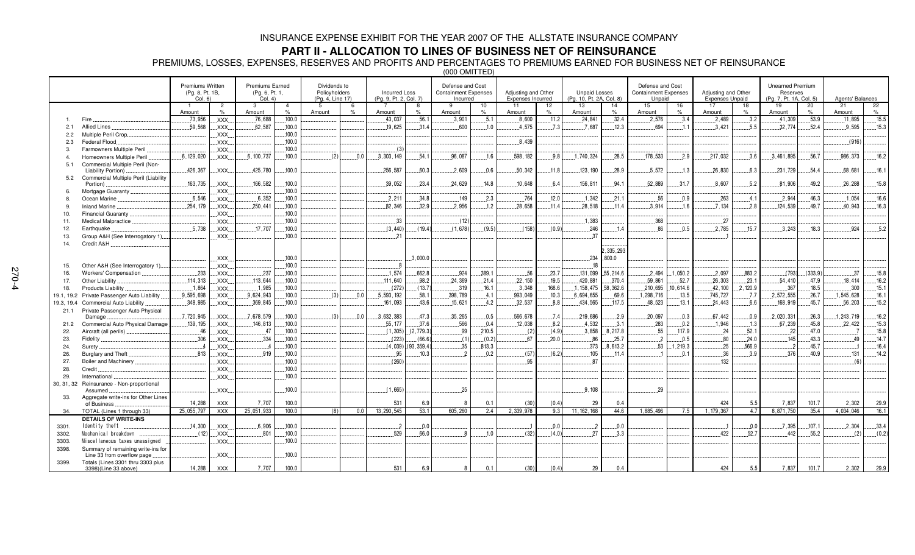# INSURANCE EXPENSE EXHIBIT FOR THE YEAR 2007 OF THE ALLSTATE INSURANCE COMPANY

## PART II - ALLOCATION TO LINES OF BUSINESS NET OF REINSURANCE

PREMIUMS, LOSSES, EXPENSES, RESERVES AND PROFITS AND PERCENTAGES TO PREMIUMS EARNED FOR BUSINESS NET OF REINSURANCE

(000 OMITTED)

| | | Premiums Written (Pg. 8, Pt. 1B, Col. 6) | | Premiums Earned (Pg. 6, Pt. 1, Col. 4) | | Dividends to Policyholders (Pg. 4, Line 17) | | Incurred Loss (Pg. 9, Pt. 2, Col. 7) | | Defense and Cost Containment Expenses Incurred | | Adjusting and Other Expenses Incurred | | Unpaid Losses (Pg. 10, Pt. 2A, Col. 8) | | Defense and Cost Containment Expenses Unpaid | | Adjusting and Other Expenses Unpaid | | Unearned Premium Reserves (Pg. 7, Pt. 1A, Col. 5) | | Agents' Balances | |
|---|---|---|---|---|---|---|---|---|---|---|---|---|---|---|---|---|---|---|---|---|---|---|---|
| | | 1 | 2 | 3 | 4 | 5 | 6 | 7 | 8 | 9 | 10 | 11 | 12 | 13 | 14 | 15 | 16 | 17 | 18 | 19 | 20 | 21 | 22 |
| | | Amount | % | Amount | % | Amount | % | Amount | % | Amount | % | Amount | % | Amount | % | Amount | % | Amount | % | Amount | % | Amount | % |
| 1. | Fire | 73,956 | XXX | 76,688 | 100.0 | | | 43,037 | 56.1 | 3,901 | 5.1 | 8,600 | 11.2 | 24,841 | 32.4 | 2,576 | 3.4 | 2,489 | 3.2 | 41,309 | 53.9 | 11,895 | 15.5 |
| 2.1 | Allied Lines | 59,568 | XXX | 62,587 | 100.0 | | | 19,625 | 31.4 | 600 | 1.0 | 4,575 | 7.3 | 7,687 | 12.3 | 694 | 1.1 | 3,421 | 5.5 | 32,774 | 52.4 | 9,595 | 15.3 |
| 2.2 | Multiple Peril Crop | | XXX | | 100.0 | | | | | | | | | | | | | | | | | | |
| 2.3 | Federal Flood | | XXX | | 100.0 | | | | | | | 8,439 | | | | | | | | | | (916) | |
| 3. | Farmowners Multiple Peril | | XXX | | 100.0 | | | (3) | | | | | | | | | | | | | | | |
| 4. | Homeowners Multiple Peril | 6,129,020 | XXX | 6,100,737 | 100.0 | (2) | 0.0 | 3,303,149 | 54.1 | 96,087 | 1.6 | 598,182 | 9.8 | 1,740,324 | 28.5 | 178,533 | 2.9 | 217,032 | 3.6 | 3,461,895 | 56.7 | 986,373 | 16.2 |
| 5.1 | Commercial Multiple Peril (Non-Liability Portion) | 426,367 | XXX | 425,780 | 100.0 | | | 256,587 | 60.3 | 2,609 | 0.6 | 50,342 | 11.8 | 123,190 | 28.9 | 5,572 | 1.3 | 26,830 | 6.3 | 231,729 | 54.4 | 68,681 | 16.1 |
| 5.2 | Commercial Multiple Peril (Liability Portion) | 163,735 | XXX | 166,582 | 100.0 | | | 39,052 | 23.4 | 24,629 | 14.8 | 10,648 | 6.4 | 156,811 | 94.1 | 52,889 | 31.7 | 8,607 | 5.2 | 81,906 | 49.2 | 26,288 | 15.8 |
| 6. | Mortgage Guaranty | | XXX | | 100.0 | | | | | | | | | | | | | | | | | | |
| 8. | Ocean Marine | 6,546 | XXX | 6,352 | 100.0 | | | 2,211 | 34.8 | 149 | 2.3 | 764 | 12.0 | 1,342 | 21.1 | 56 | 0.9 | 263 | 4.1 | 2,944 | 46.3 | 1,054 | 16.6 |
| 9. | Inland Marine | 254,179 | XXX | 250,441 | 100.0 | | | 82,346 | 32.9 | 2,956 | 1.2 | 28,658 | 11.4 | 28,518 | 11.4 | 3,914 | 1.6 | 7,134 | 2.8 | 124,539 | 49.7 | 40,943 | 16.3 |
| 10. | Financial Guaranty | | XXX | | 100.0 | | | | | | | | | | | | | | | | | | |
| 11. | Medical Malpractice | | XXX | | 100.0 | | | 33 | | (12) | | | | 1,383 | | 368 | | 27 | | | | | |
| 12. | Earthquake | 5,738 | XXX | 17,707 | 100.0 | | | (3,440) | (19.4) | (1,678) | (9.5) | (158) | (0.9) | 246 | 1.4 | 86 | 0.5 | 2,785 | 15.7 | 3,243 | 18.3 | 924 | 5.2 |
| 13. | Group A&H (See Interrogatory 1) | | XXX | | 100.0 | | | 21 | | | | | | 37 | | | | 1 | | | | | |
| 14. | Credit A&H | | XXX | | 100.0 | | | | 3,000.0 | | | | | 234 | 2,335,293,800.0 | | | | | | | | |
| 15. | Other A&H (See Interrogatory 1) | | XXX | | 100.0 | | | 8 | | | | | | 18 | | | | | | | | | |
| 16. | Workers' Compensation | 233 | XXX | 237 | 100.0 | | | 1,574 | 662.8 | 924 | 389.1 | 56 | 23.7 | 131,099 | 55,214.6 | 2,494 | 1,050.2 | 2,097 | 883.2 | (793) | (333.9) | 37 | 15.8 |
| 17. | Other Liability | 114,313 | XXX | 113,644 | 100.0 | | | 111,640 | 98.2 | 24,369 | 21.4 | 22,150 | 19.5 | 420,881 | 370.4 | 59,861 | 52.7 | 26,303 | 23.1 | 54,410 | 47.9 | 18,414 | 16.2 |
| 18. | Products Liability | 1,864 | XXX | 1,985 | 100.0 | | | (272) | (13.7) | 319 | 16.1 | 3,348 | 168.6 | 1,158,475 | 58,362.6 | 210,695 | 10,614.6 | 42,100 | 2,120.9 | 367 | 18.5 | 300 | 15.1 |
| 19.1, 19.2 | Private Passenger Auto Liability | 9,595,698 | XXX | 9,624,943 | 100.0 | (3) | 0.0 | 5,593,192 | 58.1 | 398,789 | 4.1 | 993,049 | 10.3 | 6,694,655 | 69.6 | 1,298,716 | 13.5 | 745,727 | 7.7 | 2,572,555 | 26.7 | 1,545,628 | 16.1 |
| 19.3, 19.4 | Commercial Auto Liability | 348,985 | XXX | 369,845 | 100.0 | | | 161,093 | 43.6 | 15,621 | 4.2 | 32,537 | 8.8 | 434,565 | 117.5 | 48,523 | 13.1 | 24,443 | 6.6 | 168,919 | 45.7 | 56,203 | 15.2 |
| 21.1 | Private Passenger Auto Physical Damage | 7,720,945 | XXX | 7,678,579 | 100.0 | (3) | 0.0 | 3,632,383 | 47.3 | 35,265 | 0.5 | 566,678 | 7.4 | 219,686 | 2.9 | 20,097 | 0.3 | 67,442 | 0.9 | 2,020,331 | 26.3 | 1,243,719 | 16.2 |
| 21.2 | Commercial Auto Physical Damage | 139,195 | XXX | 146,813 | 100.0 | | | 55,177 | 37.6 | 566 | 0.4 | 12,038 | 8.2 | 4,532 | 3.1 | 283 | 0.2 | 1,946 | 1.3 | 67,239 | 45.8 | 22,422 | 15.3 |
| 22. | Aircraft (all perils) | 46 | XXX | 47 | 100.0 | | | (1,305) | (2,779.3) | 99 | 210.5 | (2) | (4.9) | 3,858 | 8,217.8 | 55 | 117.9 | 24 | 52.1 | 22 | 47.0 | 7 | 15.8 |
| 23. | Fidelity | 306 | XXX | 334 | 100.0 | | | (223) | (66.6) | (1) | (0.2) | 67 | 20.0 | 86 | 25.7 | 2 | 0.5 | 80 | 24.0 | 145 | 43.3 | 49 | 14.7 |
| 24. | Surety | 4 | XXX | 4 | 100.0 | | | (4,039) | (93,359.4) | 35 | 813.3 | | | 373 | 8,613.2 | 53 | 1,219.3 | 25 | 566.9 | 2 | 45.7 | 1 | 16.4 |
| 26. | Burglary and Theft | 813 | XXX | 919 | 100.0 | | | 95 | 10.3 | 2 | 0.2 | (57) | (6.2) | 105 | 11.4 | 1 | 0.1 | 36 | 3.9 | 376 | 40.9 | 131 | 14.2 |
| 27. | Boiler and Machinery | | XXX | | 100.0 | | | (260) | | | | 95 | | 87 | | | | 132 | | | | (6) | |
| 28. | Credit | | XXX | | 100.0 | | | | | | | | | | | | | | | | | | |
| 29. | International | | XXX | | 100.0 | | | | | | | | | | | | | | | | | | |
| 30, 31, 32 | Reinsurance - Non-proportional Assumed | | XXX | | 100.0 | | | (1,665) | | 25 | | | | 9,108 | | 29 | | | | | | | |
| 33. | Aggregate write-ins for Other Lines of Business | 14,288 | XXX | 7,707 | 100.0 | | | 531 | 6.9 | 8 | 0.1 | (30) | (0.4) | 29 | 0.4 | | | 424 | 5.5 | 7,837 | 101.7 | 2,302 | 29.9 |
| 34. | TOTAL (Lines 1 through 33) | 25,055,797 | XXX | 25,051,933 | 100.0 | (8) | 0.0 | 13,290,545 | 53.1 | 605,260 | 2.4 | 2,339,978 | 9.3 | 11,162,168 | 44.6 | 1,885,496 | 7.5 | 1,179,367 | 4.7 | 8,871,750 | 35.4 | 4,034,046 | 16.1 |
| | **DETAILS OF WRITE-INS** | | | | | | | | | | | | | | | | | | | | | | |
| 3301. | Identity theft | 14,300 | XXX | 6,906 | 100.0 | | | 2 | 0.0 | | | 1 | 0.0 | 2 | 0.0 | | | 1 | 0.0 | 7,395 | 107.1 | 2,304 | 33.4 |
| 3302. | Mechanical breakdown | (12) | XXX | 801 | 100.0 | | | 529 | 66.0 | 8 | 1.0 | (32) | (4.0) | 27 | 3.3 | | | 422 | 52.7 | 442 | 55.2 | (2) | (0.2) |
| 3303. | Miscellaneous taxes unassigned | | XXX | | 100.0 | | | | | | | | | | | | | | | | | | |
| 3398. | Summary of remaining write-ins for Line 33 from overflow page | | XXX | | 100.0 | | | | | | | | | | | | | | | | | | |
| 3399. | Totals (Lines 3301 thru 3303 plus 3398)(Line 33 above) | 14,288 | XXX | 7,707 | 100.0 | | | 531 | 6.9 | 8 | 0.1 | (30) | (0.4) | 29 | 0.4 | | | 424 | 5.5 | 7,837 | 101.7 | 2,302 | 29.9 |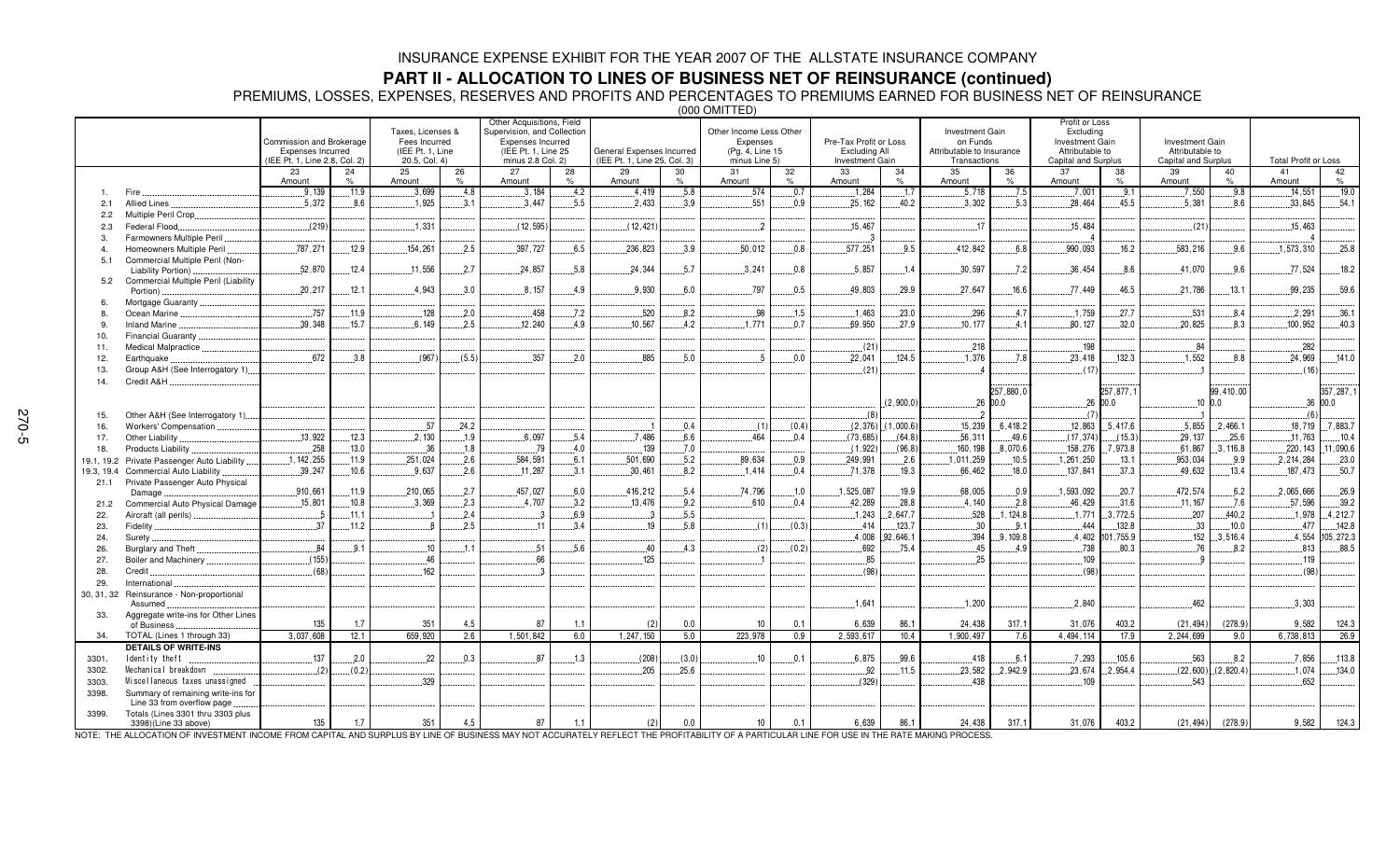# INSURANCE EXPENSE EXHIBIT FOR THE YEAR 2007 OF THE ALLSTATE INSURANCE COMPANY

## PART II - ALLOCATION TO LINES OF BUSINESS NET OF REINSURANCE (continued)

PREMIUMS, LOSSES, EXPENSES, RESERVES AND PROFITS AND PERCENTAGES TO PREMIUMS EARNED FOR BUSINESS NET OF REINSURANCE

(000 OMITTED)

| | | Commission and Brokerage Expenses Incurred (IEE Pt. 1, Line 2.8, Col. 2) | | Taxes, Licenses & Fees Incurred (IEE Pt. 1, Line 20.5, Col. 4) | | Other Acquisitions, Field Supervision, and Collection Expenses Incurred (IEE Pt. 1, Line 25 minus 2.8 Col. 2) | | General Expenses Incurred (IEE Pt. 1, Line 25, Col. 3) | | Other Income Less Other Expenses (Pg. 4, Line 15 minus Line 5) | | Pre-Tax Profit or Loss Excluding All Investment Gain | | Investment Gain on Funds Attributable to Insurance Transactions | | Profit or Loss Excluding Investment Gain Attributable to Capital and Surplus | | Investment Gain Attributable to Capital and Surplus | | Total Profit or Loss | |
|---|---|---|---|---|---|---|---|---|---|---|---|---|---|---|---|---|---|---|---|---|---|
| | | 23 Amount | 24 % | 25 Amount | 26 % | 27 Amount | 28 % | 29 Amount | 30 % | 31 Amount | 32 % | 33 Amount | 34 % | 35 Amount | 36 % | 37 Amount | 38 % | 39 Amount | 40 % | 41 Amount | 42 % |
| 1. | Fire | 9,139 | 11.9 | 3,699 | 4.8 | 3,184 | 4.2 | 4,419 | 5.8 | 574 | 0.7 | 1,284 | 1.7 | 5,718 | 7.5 | 7,001 | 9.1 | 7,550 | 9.8 | 14,551 | 19.0 |
| 2.1 | Allied Lines | 5,372 | 8.6 | 1,925 | 3.1 | 3,447 | 5.5 | 2,433 | 3.9 | 551 | 0.9 | 25,162 | 40.2 | 3,302 | 5.3 | 28,464 | 45.5 | 5,381 | 8.6 | 33,845 | 54.1 |
| 2.2 | Multiple Peril Crop | | | | | | | | | | | | | | | | | | | | |
| 2.3 | Federal Flood | (219) | | 1,331 | | (12,595) | | (12,421) | | 2 | | 15,467 | | 17 | | 15,484 | | (21) | | 15,463 | |
| 3. | Farmowners Multiple Peril | | | | | | | | | | | 3 | | | | 4 | | | | 4 | |
| 4. | Homeowners Multiple Peril | 787,271 | 12.9 | 154,261 | 2.5 | 397,727 | 6.5 | 236,823 | 3.9 | 50,012 | 0.8 | 577,251 | 9.5 | 412,842 | 6.8 | 990,093 | 16.2 | 583,216 | 9.6 | 1,573,310 | 25.8 |
| 5.1 | Commercial Multiple Peril (Non-Liability Portion) | 52,870 | 12.4 | 11,556 | 2.7 | 24,857 | 5.8 | 24,344 | 5.7 | 3,241 | 0.8 | 5,857 | 1.4 | 30,597 | 7.2 | 36,454 | 8.6 | 41,070 | 9.6 | 77,524 | 18.2 |
| 5.2 | Commercial Multiple Peril (Liability Portion) | 20,217 | 12.1 | 4,943 | 3.0 | 8,157 | 4.9 | 9,930 | 6.0 | 797 | 0.5 | 49,803 | 29.9 | 27,647 | 16.6 | 77,449 | 46.5 | 21,786 | 13.1 | 99,235 | 59.6 |
| 6. | Mortgage Guaranty | | | | | | | | | | | | | | | | | | | | |
| 8. | Ocean Marine | 757 | 11.9 | 128 | 2.0 | 458 | 7.2 | 520 | 8.2 | 98 | 1.5 | 1,463 | 23.0 | 296 | 4.7 | 1,759 | 27.7 | 531 | 8.4 | 2,291 | 36.1 |
| 9. | Inland Marine | 39,348 | 15.7 | 6,149 | 2.5 | 12,240 | 4.9 | 10,567 | 4.2 | 1,771 | 0.7 | 69,950 | 27.9 | 10,177 | 4.1 | 80,127 | 32.0 | 20,825 | 8.3 | 100,952 | 40.3 |
| 10. | Financial Guaranty | | | | | | | | | | | | | | | | | | | | |
| 11. | Medical Malpractice | | | | | | | | | | | (21) | | 218 | | 198 | | 84 | | 282 | |
| 12. | Earthquake | 672 | 3.8 | (967) | (5.5) | 357 | 2.0 | 885 | 5.0 | 5 | 0.0 | 22,041 | 124.5 | 1,376 | 7.8 | 23,418 | 132.3 | 1,552 | 8.8 | 24,969 | 141.0 |
| 13. | Group A&H (See Interrogatory 1) | | | | | | | | | | | (21) | | 4 | | (17) | | 1 | | (16) | |
| 14. | Credit A&H | | | | | | | | | | | | (2,900.0) | 26 | 257,880.0 | 26 | 257,877.1 | 10 | 99,410.0 | 36 | 357,287.1 |
| 15. | Other A&H (See Interrogatory 1) | | | | | | | | | | | (8) | | 2 | | (7) | | 1 | | (6) | |
| 16. | Workers' Compensation | | | 57 | 24.2 | | | 1 | 0.4 | (1) | (0.4) | (2,376) | (1,000.6) | 15,239 | 6,418.2 | 12,863 | 5,417.6 | 5,855 | 2,466.1 | 18,719 | 7,883.7 |
| 17. | Other Liability | 13,922 | 12.3 | 2,130 | 1.9 | 6,097 | 5.4 | 7,486 | 6.6 | 464 | 0.4 | (73,685) | (64.8) | 56,311 | 49.6 | (17,374) | (15.3) | 29,137 | 25.6 | 11,763 | 10.4 |
| 18. | Products Liability | 258 | 13.0 | 36 | 1.8 | 79 | 4.0 | 139 | 7.0 | | | (1,922) | (96.8) | 160,198 | 8,070.6 | 158,276 | 7,973.8 | 61,867 | 3,116.8 | 220,143 | 11,090.6 |
| 19.1, 19.2 | Private Passenger Auto Liability | 1,142,255 | 11.9 | 251,024 | 2.6 | 584,591 | 6.1 | 501,690 | 5.2 | 89,634 | 0.9 | 249,991 | 2.6 | 1,011,259 | 10.5 | 1,261,250 | 13.1 | 953,034 | 9.9 | 2,214,284 | 23.0 |
| 19.3, 19.4 | Commercial Auto Liability | 39,247 | 10.6 | 9,637 | 2.6 | 11,287 | 3.1 | 30,461 | 8.2 | 1,414 | 0.4 | 71,378 | 19.3 | 66,462 | 18.0 | 137,841 | 37.3 | 49,632 | 13.4 | 187,473 | 50.7 |
| 21.1 | Private Passenger Auto Physical Damage | 910,661 | 11.9 | 210,065 | 2.7 | 457,027 | 6.0 | 416,212 | 5.4 | 74,796 | 1.0 | 1,525,087 | 19.9 | 68,005 | 0.9 | 1,593,092 | 20.7 | 472,574 | 6.2 | 2,065,666 | 26.9 |
| 21.2 | Commercial Auto Physical Damage | 15,801 | 10.8 | 3,369 | 2.3 | 4,707 | 3.2 | 13,476 | 9.2 | 610 | 0.4 | 42,289 | 28.8 | 4,140 | 2.8 | 46,429 | 31.6 | 11,167 | 7.6 | 57,596 | 39.2 |
| 22. | Aircraft (all perils) | 5 | 11.1 | 1 | 2.4 | 3 | 6.9 | 3 | 5.5 | | | 1,243 | 2,647.7 | 528 | 1,124.8 | 1,771 | 3,772.5 | 207 | 440.2 | 1,978 | 4,212.7 |
| 23. | Fidelity | 37 | 11.2 | 8 | 2.5 | 11 | 3.4 | 19 | 5.8 | (1) | (0.3) | 414 | 123.7 | 30 | 9.1 | 444 | 132.8 | 33 | 10.0 | 477 | 142.8 |
| 24. | Surety | | | | | | | | | | | 4,008 | 92,646.1 | 394 | 9,109.8 | 4,402 | 101,755.9 | 152 | 3,516.4 | 4,554 | 105,272.3 |
| 26. | Burglary and Theft | 84 | 9.1 | 10 | 1.1 | 51 | 5.6 | 40 | 4.3 | (2) | (0.2) | 692 | 75.4 | 45 | 4.9 | 738 | 80.3 | 76 | 8.2 | 813 | 88.5 |
| 27. | Boiler and Machinery | (155) | | 46 | | 66 | | 125 | | 1 | | 85 | | 25 | | 109 | | 9 | | 119 | |
| 28. | Credit | (68) | | 162 | | 3 | | | | | | (98) | | | | (98) | | | | (98) | |
| 29. | International | | | | | | | | | | | | | | | | | | | | |
| 30, 31, 32 | Reinsurance - Non-proportional Assumed | | | | | | | | | | | 1,641 | | 1,200 | | 2,840 | | 462 | | 3,303 | |
| 33. | Aggregate write-ins for Other Lines of Business | 135 | 1.7 | 351 | 4.5 | 87 | 1.1 | (2) | 0.0 | 10 | 0.1 | 6,639 | 86.1 | 24,438 | 317.1 | 31,076 | 403.2 | (21,494) | (278.9) | 9,582 | 124.3 |
| 34. | TOTAL (Lines 1 through 33) | 3,037,608 | 12.1 | 659,920 | 2.6 | 1,501,842 | 6.0 | 1,247,150 | 5.0 | 223,978 | 0.9 | 2,593,617 | 10.4 | 1,900,497 | 7.6 | 4,494,114 | 17.9 | 2,244,699 | 9.0 | 6,738,813 | 26.9 |
| | **DETAILS OF WRITE-INS** | | | | | | | | | | | | | | | | | | | | |
| 3301. | Identity theft | 137 | 2.0 | 22 | 0.3 | 87 | 1.3 | (208) | (3.0) | 10 | 0.1 | 6,875 | 99.6 | 418 | 6.1 | 7,293 | 105.6 | 563 | 8.2 | 7,856 | 113.8 |
| 3302. | Mechanical breakdown | (2) | (0.2) | | | | | 205 | 25.6 | | | 92 | 11.5 | 23,582 | 2,942.9 | 23,674 | 2,954.4 | (22,600) | (2,820.4) | 1,074 | 134.0 |
| 3303. | Miscellaneous taxes unassigned | | | 329 | | | | | | | | (329) | | 438 | | 109 | | 543 | | 652 | |
| 3398. | Summary of remaining write-ins for Line 33 from overflow page | | | | | | | | | | | | | | | | | | | | |
| 3399. | Totals (Lines 3301 thru 3303 plus 3398)(Line 33 above) | 135 | 1.7 | 351 | 4.5 | 87 | 1.1 | (2) | 0.0 | 10 | 0.1 | 6,639 | 86.1 | 24,438 | 317.1 | 31,076 | 403.2 | (21,494) | (278.9) | 9,582 | 124.3 |

NOTE: THE ALLOCATION OF INVESTMENT INCOME FROM CAPITAL AND SURPLUS BY LINE OF BUSINESS MAY NOT ACCURATELY REFLECT THE PROFITABILITY OF A PARTICULAR LINE FOR USE IN THE RATE MAKING PROCESS.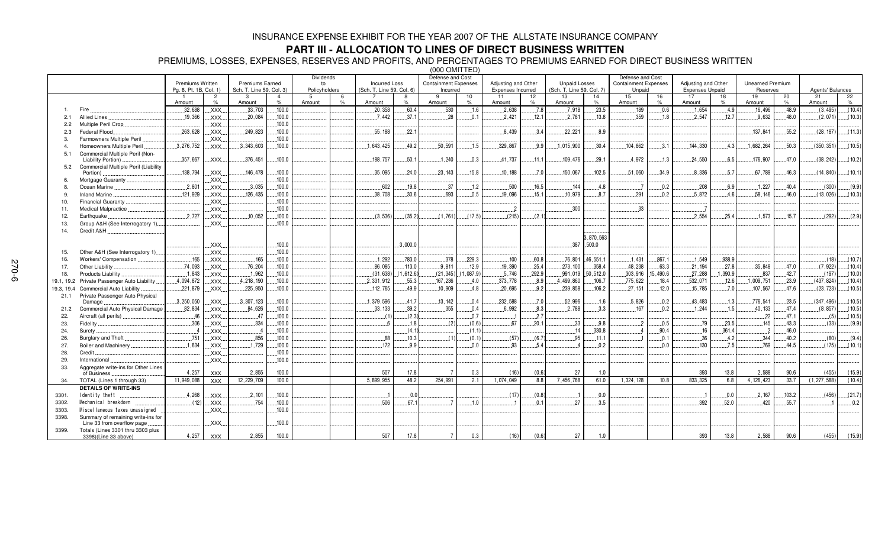# INSURANCE EXPENSE EXHIBIT FOR THE YEAR 2007 OF THE ALLSTATE INSURANCE COMPANY

## PART III - ALLOCATION TO LINES OF DIRECT BUSINESS WRITTEN

PREMIUMS, LOSSES, EXPENSES, RESERVES AND PROFITS, AND PERCENTAGES TO PREMIUMS EARNED FOR DIRECT BUSINESS WRITTEN

(000 OMITTED)

| | | Premiums Written Pg. 8, Pt. 1B, Col. 1) | | Premiums Earned Sch. T, Line 59, Col. 3) | | Dividends to Policyholders | | Incurred Loss (Sch. T, Line 59, Col. 6) | | Defense and Cost Containment Expenses Incurred | | Adjusting and Other Expenses Incurred | | Unpaid Losses (Sch. T, Line 59, Col. 7) | | Defense and Cost Containment Expenses Unpaid | | Adjusting and Other Expenses Unpaid | | Unearned Premium Reserves | | Agents' Balances | |
|---|---|---|---|---|---|---|---|---|---|---|---|---|---|---|---|---|---|---|---|---|---|---|---|
| | | 1 Amount | 2 % | 3 Amount | 4 % | 5 Amount | 6 % | 7 Amount | 8 % | 9 Amount | 10 % | 11 Amount | 12 % | 13 Amount | 14 % | 15 Amount | 16 % | 17 Amount | 18 % | 19 Amount | 20 % | 21 Amount | 22 % |
| 1. | Fire | 32,688 | XXX | 33,703 | 100.0 | | | 20,358 | 60.4 | 530 | 1.6 | 2,638 | 7.8 | 7,918 | 23.5 | 189 | 0.6 | 1,654 | 4.9 | 16,496 | 48.9 | (3,495) | (10.4) |
| 2.1 | Allied Lines | 19,366 | XXX | 20,084 | 100.0 | | | 7,442 | 37.1 | 28 | 0.1 | 2,421 | 12.1 | 2,781 | 13.8 | 359 | 1.8 | 2,547 | 12.7 | 9,632 | 48.0 | (2,071) | (10.3) |
| 2.2 | Multiple Peril Crop | | XXX | | 100.0 | | | | | | | | | | | | | | | | | | |
| 2.3 | Federal Flood | 263,628 | XXX | 249,823 | 100.0 | | | 55,188 | 22.1 | | | 8,439 | 3.4 | 22,221 | 8.9 | | | | | 137,841 | 55.2 | (28,187) | (11.3) |
| 3. | Farmowners Multiple Peril | | XXX | | 100.0 | | | | | | | | | | | | | | | | | | |
| 4. | Homeowners Multiple Peril | 3,276,752 | XXX | 3,343,603 | 100.0 | | | 1,643,425 | 49.2 | 50,591 | 1.5 | 329,867 | 9.9 | 1,015,900 | 30.4 | 104,862 | 3.1 | 144,330 | 4.3 | 1,682,264 | 50.3 | (350,351) | (10.5) |
| 5.1 | Commercial Multiple Peril (Non-Liability Portion) | 357,667 | XXX | 376,451 | 100.0 | | | 188,757 | 50.1 | 1,240 | 0.3 | 41,737 | 11.1 | 109,476 | 29.1 | 4,972 | 1.3 | 24,550 | 6.5 | 176,907 | 47.0 | (38,242) | (10.2) |
| 5.2 | Commercial Multiple Peril (Liability Portion) | 138,794 | XXX | 146,478 | 100.0 | | | 35,095 | 24.0 | 23,143 | 15.8 | 10,188 | 7.0 | 150,067 | 102.5 | 51,060 | 34.9 | 8,336 | 5.7 | 67,789 | 46.3 | (14,840) | (10.1) |
| 6. | Mortgage Guaranty | | XXX | | 100.0 | | | | | | | | | | | | | | | | | | |
| 8. | Ocean Marine | 2,801 | XXX | 3,035 | 100.0 | | | 602 | 19.8 | 37 | 1.2 | 500 | 16.5 | 144 | 4.8 | 7 | 0.2 | 208 | 6.9 | 1,227 | 40.4 | (300) | (9.9) |
| 9. | Inland Marine | 121,929 | XXX | 126,435 | 100.0 | | | 38,708 | 30.6 | 693 | 0.5 | 19,096 | 15.1 | 10,979 | 8.7 | 291 | 0.2 | 5,872 | 4.6 | 58,146 | 46.0 | (13,026) | (10.3) |
| 10. | Financial Guaranty | | XXX | | 100.0 | | | | | | | | | | | | | | | | | | |
| 11. | Medical Malpractice | | XXX | | 100.0 | | | | | | | 2 | | 300 | | 33 | | 7 | | | | | |
| 12. | Earthquake | 2,727 | XXX | 10,052 | 100.0 | | | (3,536) | (35.2) | (1,761) | (17.5) | (215) | (2.1) | | | | | 2,554 | 25.4 | 1,573 | 15.7 | (292) | (2.9) |
| 13. | Group A&H (See Interrogatory 1) | | XXX | | 100.0 | | | | | | | | | | | | | | | | | | |
| 14. | Credit A&H | | XXX | | 100.0 | | | | 3,000.0 | | | | | 387 | 3,870,563,500.0 | | | | | | | | |
| 15. | Other A&H (See Interrogatory 1) | | XXX | | 100.0 | | | | | | | | | | | | | | | | | | |
| 16. | Workers' Compensation | 165 | XXX | 165 | 100.0 | | | 1,292 | 783.0 | 378 | 229.3 | 100 | 60.8 | 76,801 | 46,551.1 | 1,431 | 867.1 | 1,549 | 938.9 | | | (18) | (10.7) |
| 17. | Other Liability | 74,093 | XXX | 76,204 | 100.0 | | | 86,085 | 113.0 | 9,811 | 12.9 | 19,390 | 25.4 | 273,100 | 358.4 | 48,238 | 63.3 | 21,194 | 27.8 | 35,848 | 47.0 | (7,922) | (10.4) |
| 18. | Products Liability | 1,843 | XXX | 1,962 | 100.0 | | | (31,638) | (1,612.6) | (21,345) | (1,087.9) | 5,746 | 292.9 | 991,019 | 50,512.0 | 303,916 | 15,490.6 | 27,288 | 1,390.9 | 837 | 42.7 | (197) | (10.0) |
| 19.1, 19.2 | Private Passenger Auto Liability | 4,094,872 | XXX | 4,218,190 | 100.0 | | | 2,331,912 | 55.3 | 167,236 | 4.0 | 373,778 | 8.9 | 4,499,860 | 106.7 | 775,622 | 18.4 | 532,071 | 12.6 | 1,009,751 | 23.9 | (437,824) | (10.4) |
| 19.3, 19.4 | Commercial Auto Liability | 221,879 | XXX | 225,950 | 100.0 | | | 112,765 | 49.9 | 10,909 | 4.8 | 20,695 | 9.2 | 239,858 | 106.2 | 27,151 | 12.0 | 15,785 | 7.0 | 107,567 | 47.6 | (23,723) | (10.5) |
| 21.1 | Private Passenger Auto Physical Damage | 3,250,050 | XXX | 3,307,123 | 100.0 | | | 1,379,596 | 41.7 | 13,142 | 0.4 | 232,588 | 7.0 | 52,996 | 1.6 | 5,826 | 0.2 | 43,483 | 1.3 | 776,541 | 23.5 | (347,496) | (10.5) |
| 21.2 | Commercial Auto Physical Damage | 82,834 | XXX | 84,626 | 100.0 | | | 33,133 | 39.2 | 355 | 0.4 | 6,992 | 8.3 | 2,788 | 3.3 | 167 | 0.2 | 1,244 | 1.5 | 40,133 | 47.4 | (8,857) | (10.5) |
| 22. | Aircraft (all perils) | 46 | XXX | 47 | 100.0 | | | (1) | (2.3) | | 0.7 | 1 | 2.7 | | | | | | | 22 | 47.1 | (5) | (10.5) |
| 23. | Fidelity | 306 | XXX | 334 | 100.0 | | | 6 | 1.8 | (2) | (0.6) | 67 | 20.1 | 33 | 9.8 | 2 | 0.5 | 79 | 23.5 | 145 | 43.3 | (33) | (9.9) |
| 24. | Surety | 4 | XXX | 4 | 100.0 | | | | (4.1) | | (1.1) | | | 14 | 330.8 | 4 | 90.4 | 16 | 361.4 | 2 | 46.0 | | |
| 26. | Burglary and Theft | 751 | XXX | 856 | 100.0 | | | 88 | 10.3 | (1) | (0.1) | (57) | (6.7) | 95 | 11.1 | 1 | 0.1 | 36 | 4.2 | 344 | 40.2 | (80) | (9.4) |
| 27. | Boiler and Machinery | 1,634 | XXX | 1,729 | 100.0 | | | 172 | 9.9 | | 0.0 | 93 | 5.4 | 4 | 0.2 | | 0.0 | 130 | 7.5 | 769 | 44.5 | (175) | (10.1) |
| 28. | Credit | | XXX | | 100.0 | | | | | | | | | | | | | | | | | | |
| 29. | International | | XXX | | 100.0 | | | | | | | | | | | | | | | | | | |
| 33. | Aggregate write-ins for Other Lines of Business | 4,257 | XXX | 2,855 | 100.0 | | | 507 | 17.8 | 7 | 0.3 | (16) | (0.6) | 27 | 1.0 | | | 393 | 13.8 | 2,588 | 90.6 | (455) | (15.9) |
| 34. | TOTAL (Lines 1 through 33) | 11,949,088 | XXX | 12,229,709 | 100.0 | | | 5,899,955 | 48.2 | 254,991 | 2.1 | 1,074,049 | 8.8 | 7,456,768 | 61.0 | 1,324,128 | 10.8 | 833,325 | 6.8 | 4,126,423 | 33.7 | (1,277,588) | (10.4) |
| | **DETAILS OF WRITE-INS** | | | | | | | | | | | | | | | | | | | | | | |
| 3301. | Identity theft | 4,268 | XXX | 2,101 | 100.0 | | | 1 | 0.0 | | | (17) | (0.8) | 1 | 0.0 | | | 1 | 0.0 | 2,167 | 103.2 | (456) | (21.7) |
| 3302. | Mechanical breakdown | (12) | XXX | 754 | 100.0 | | | 506 | 67.1 | 7 | 1.0 | 1 | 0.1 | 27 | 3.5 | | | 392 | 52.0 | 420 | 55.7 | 1 | 0.2 |
| 3303. | Miscellaneous taxes unassigned | | XXX | | 100.0 | | | | | | | | | | | | | | | | | | |
| 3398. | Summary of remaining write-ins for Line 33 from overflow page | | XXX | | 100.0 | | | | | | | | | | | | | | | | | | |
| 3399. | Totals (Lines 3301 thru 3303 plus 3398)(Line 33 above) | 4,257 | XXX | 2,855 | 100.0 | | | 507 | 17.8 | 7 | 0.3 | (16) | (0.6) | 27 | 1.0 | | | 393 | 13.8 | 2,588 | 90.6 | (455) | (15.9) |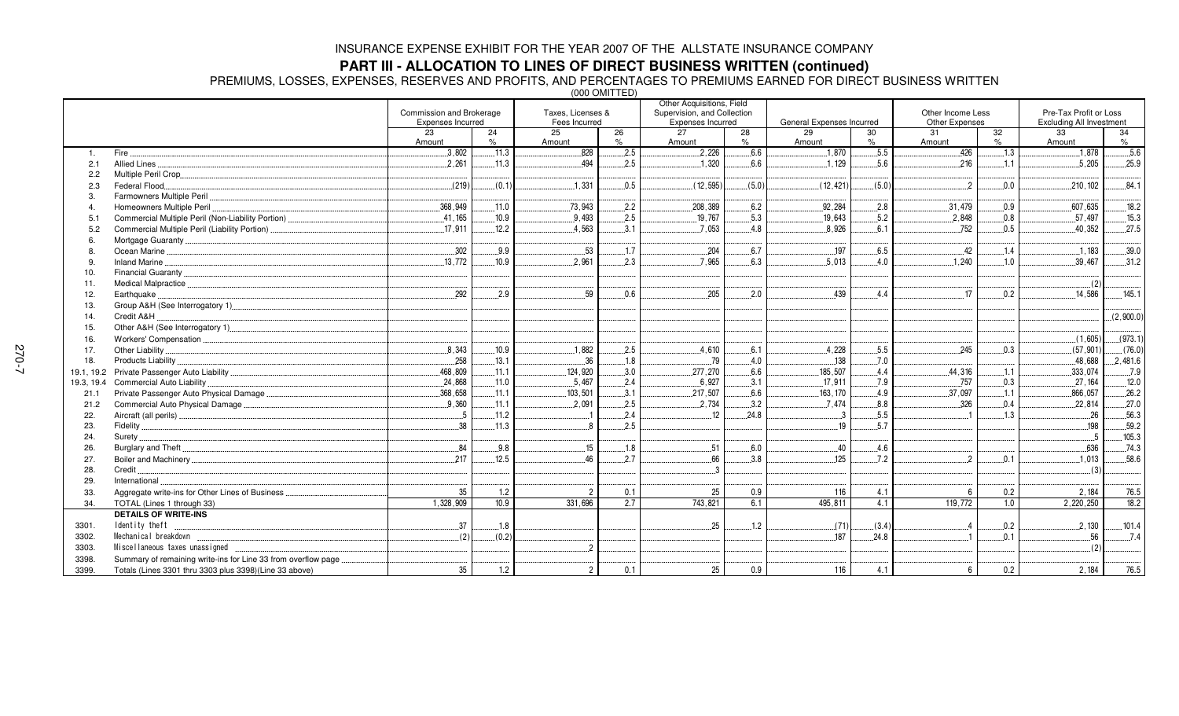INSURANCE EXPENSE EXHIBIT FOR THE YEAR 2007 OF THE ALLSTATE INSURANCE COMPANY

**PART III - ALLOCATION TO LINES OF DIRECT BUSINESS WRITTEN (continued)**

PREMIUMS, LOSSES, EXPENSES, RESERVES AND PROFITS, AND PERCENTAGES TO PREMIUMS EARNED FOR DIRECT BUSINESS WRITTEN

(000 OMITTED)

| | | Commission and Brokerage Expenses Incurred | | Taxes, Licenses & Fees Incurred | | Other Acquisitions, Field Supervision, and Collection Expenses Incurred | | General Expenses Incurred | | Other Income Less Other Expenses | | Pre-Tax Profit or Loss Excluding All Investment | |
|---|---|---|---|---|---|---|---|---|---|---|---|---|---|
| | | 23 Amount | 24 % | 25 Amount | 26 % | 27 Amount | 28 % | 29 Amount | 30 % | 31 Amount | 32 % | 33 Amount | 34 % |
| 1. | Fire | 3,802 | 11.3 | 828 | 2.5 | 2,226 | 6.6 | 1,870 | 5.5 | 426 | 1.3 | 1,878 | 5.6 |
| 2.1 | Allied Lines | 2,261 | 11.3 | 494 | 2.5 | 1,320 | 6.6 | 1,129 | 5.6 | 216 | 1.1 | 5,205 | 25.9 |
| 2.2 | Multiple Peril Crop | | | | | | | | | | | | |
| 2.3 | Federal Flood | (219) | (0.1) | 1,331 | 0.5 | (12,595) | (5.0) | (12,421) | (5.0) | 2 | 0.0 | 210,102 | 84.1 |
| 3. | Farmowners Multiple Peril | | | | | | | | | | | | |
| 4. | Homeowners Multiple Peril | 368,949 | 11.0 | 73,943 | 2.2 | 208,389 | 6.2 | 92,284 | 2.8 | 31,479 | 0.9 | 607,635 | 18.2 |
| 5.1 | Commercial Multiple Peril (Non-Liability Portion) | 41,165 | 10.9 | 9,493 | 2.5 | 19,767 | 5.3 | 19,643 | 5.2 | 2,848 | 0.8 | 57,497 | 15.3 |
| 5.2 | Commercial Multiple Peril (Liability Portion) | 17,911 | 12.2 | 4,563 | 3.1 | 7,053 | 4.8 | 8,926 | 6.1 | 752 | 0.5 | 40,352 | 27.5 |
| 6. | Mortgage Guaranty | | | | | | | | | | | | |
| 8. | Ocean Marine | 302 | 9.9 | 53 | 1.7 | 204 | 6.7 | 197 | 6.5 | 42 | 1.4 | 1,183 | 39.0 |
| 9. | Inland Marine | 13,772 | 10.9 | 2,961 | 2.3 | 7,965 | 6.3 | 5,013 | 4.0 | 1,240 | 1.0 | 39,467 | 31.2 |
| 10. | Financial Guaranty | | | | | | | | | | | | |
| 11. | Medical Malpractice | | | | | | | | | | | (2) | |
| 12. | Earthquake | 292 | 2.9 | 59 | 0.6 | 205 | 2.0 | 439 | 4.4 | 17 | 0.2 | 14,586 | 145.1 |
| 13. | Group A&H (See Interrogatory 1) | | | | | | | | | | | | |
| 14. | Credit A&H | | | | | | | | | | | | (2,900.0) |
| 15. | Other A&H (See Interrogatory 1) | | | | | | | | | | | | |
| 16. | Workers' Compensation | | | | | | | | | | | (1,605) | (973.1) |
| 17. | Other Liability | 8,343 | 10.9 | 1,882 | 2.5 | 4,610 | 6.1 | 4,228 | 5.5 | 245 | 0.3 | (57,901) | (76.0) |
| 18. | Products Liability | 258 | 13.1 | 36 | 1.8 | 79 | 4.0 | 138 | 7.0 | | | 48,688 | 2,481.6 |
| 19.1, 19.2 | Private Passenger Auto Liability | 468,809 | 11.1 | 124,920 | 3.0 | 277,270 | 6.6 | 185,507 | 4.4 | 44,316 | 1.1 | 333,074 | 7.9 |
| 19.3, 19.4 | Commercial Auto Liability | 24,868 | 11.0 | 5,467 | 2.4 | 6,927 | 3.1 | 17,911 | 7.9 | 757 | 0.3 | 27,164 | 12.0 |
| 21.1 | Private Passenger Auto Physical Damage | 368,658 | 11.1 | 103,501 | 3.1 | 217,507 | 6.6 | 163,170 | 4.9 | 37,097 | 1.1 | 866,057 | 26.2 |
| 21.2 | Commercial Auto Physical Damage | 9,360 | 11.1 | 2,091 | 2.5 | 2,734 | 3.2 | 7,474 | 8.8 | 326 | 0.4 | 22,814 | 27.0 |
| 22. | Aircraft (all perils) | 5 | 11.2 | 1 | 2.4 | 12 | 24.8 | 3 | 5.5 | 1 | 1.3 | 26 | 56.3 |
| 23. | Fidelity | 38 | 11.3 | 8 | 2.5 | | | 19 | 5.7 | | | 198 | 59.2 |
| 24. | Surety | | | | | | | | | | | 5 | 105.3 |
| 26. | Burglary and Theft | 84 | 9.8 | 15 | 1.8 | 51 | 6.0 | 40 | 4.6 | | | 636 | 74.3 |
| 27. | Boiler and Machinery | 217 | 12.5 | 46 | 2.7 | 66 | 3.8 | 125 | 7.2 | 2 | 0.1 | 1,013 | 58.6 |
| 28. | Credit | | | | | 3 | | | | | | (3) | |
| 29. | International | | | | | | | | | | | | |
| 33. | Aggregate write-ins for Other Lines of Business | 35 | 1.2 | 2 | 0.1 | 25 | 0.9 | 116 | 4.1 | 6 | 0.2 | 2,184 | 76.5 |
| 34. | TOTAL (Lines 1 through 33) | 1,328,909 | 10.9 | 331,696 | 2.7 | 743,821 | 6.1 | 495,811 | 4.1 | 119,772 | 1.0 | 2,220,250 | 18.2 |
| | **DETAILS OF WRITE-INS** | | | | | | | | | | | | |
| 3301. | Identity theft | 37 | 1.8 | | | 25 | 1.2 | (71) | (3.4) | 4 | 0.2 | 2,130 | 101.4 |
| 3302. | Mechanical breakdown | (2) | (0.2) | | | | | 187 | 24.8 | 1 | 0.1 | 56 | 7.4 |
| 3303. | Miscellaneous taxes unassigned | | | 2 | | | | | | | | (2) | |
| 3398. | Summary of remaining write-ins for Line 33 from overflow page | | | | | | | | | | | | |
| 3399. | Totals (Lines 3301 thru 3303 plus 3398)(Line 33 above) | 35 | 1.2 | 2 | 0.1 | 25 | 0.9 | 116 | 4.1 | 6 | 0.2 | 2,184 | 76.5 |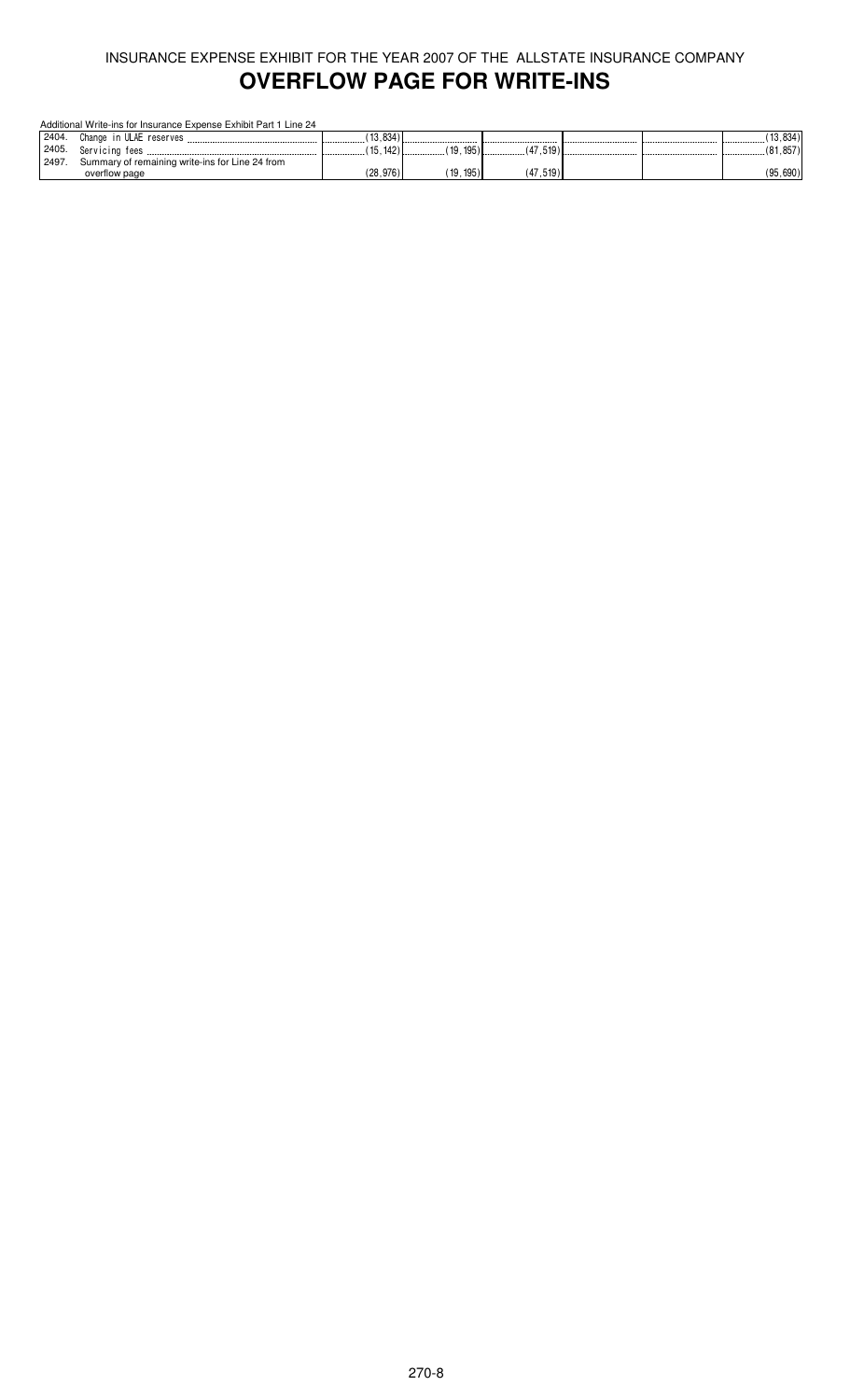# INSURANCE EXPENSE EXHIBIT FOR THE YEAR 2007 OF THE ALLSTATE INSURANCE COMPANY

## OVERFLOW PAGE FOR WRITE-INS

Additional Write-ins for Insurance Expense Exhibit Part 1 Line 24

| | | | | | | | |
|---|---|---|---|---|---|---|---|
| 2404. | Change in ULAE reserves | (13,834) | | | | | (13,834) |
| 2405. | Servicing fees | (15,142) | (19,195) | (47,519) | | | (81,857) |
| 2497. | Summary of remaining write-ins for Line 24 from overflow page | (28,976) | (19,195) | (47,519) | | | (95,690) |